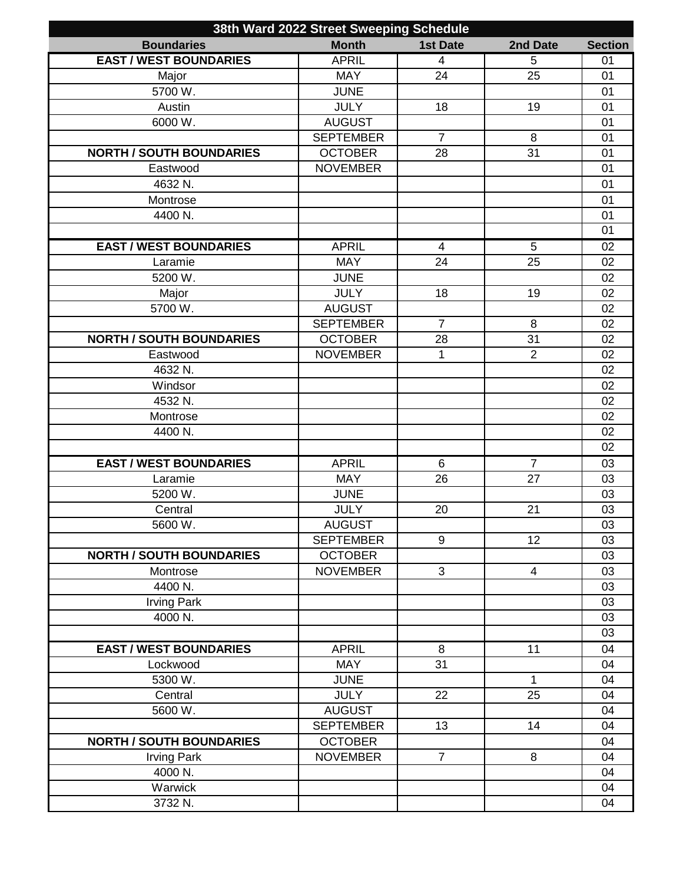| 38th Ward 2022 Street Sweeping Schedule | | | | |
|---|---|---|---|---|
| **Boundaries** | **Month** | **1st Date** | **2nd Date** | **Section** |
| **EAST / WEST BOUNDARIES** | APRIL | 4 | 5 | 01 |
| Major | MAY | 24 | 25 | 01 |
| 5700 W. | JUNE | | | 01 |
| Austin | JULY | 18 | 19 | 01 |
| 6000 W. | AUGUST | | | 01 |
| | SEPTEMBER | 7 | 8 | 01 |
| **NORTH / SOUTH BOUNDARIES** | OCTOBER | 28 | 31 | 01 |
| Eastwood | NOVEMBER | | | 01 |
| 4632 N. | | | | 01 |
| Montrose | | | | 01 |
| 4400 N. | | | | 01 |
| | | | | 01 |
| **EAST / WEST BOUNDARIES** | APRIL | 4 | 5 | 02 |
| Laramie | MAY | 24 | 25 | 02 |
| 5200 W. | JUNE | | | 02 |
| Major | JULY | 18 | 19 | 02 |
| 5700 W. | AUGUST | | | 02 |
| | SEPTEMBER | 7 | 8 | 02 |
| **NORTH / SOUTH BOUNDARIES** | OCTOBER | 28 | 31 | 02 |
| Eastwood | NOVEMBER | 1 | 2 | 02 |
| 4632 N. | | | | 02 |
| Windsor | | | | 02 |
| 4532 N. | | | | 02 |
| Montrose | | | | 02 |
| 4400 N. | | | | 02 |
| | | | | 02 |
| **EAST / WEST BOUNDARIES** | APRIL | 6 | 7 | 03 |
| Laramie | MAY | 26 | 27 | 03 |
| 5200 W. | JUNE | | | 03 |
| Central | JULY | 20 | 21 | 03 |
| 5600 W. | AUGUST | | | 03 |
| | SEPTEMBER | 9 | 12 | 03 |
| **NORTH / SOUTH BOUNDARIES** | OCTOBER | | | 03 |
| Montrose | NOVEMBER | 3 | 4 | 03 |
| 4400 N. | | | | 03 |
| Irving Park | | | | 03 |
| 4000 N. | | | | 03 |
| | | | | 03 |
| **EAST / WEST BOUNDARIES** | APRIL | 8 | 11 | 04 |
| Lockwood | MAY | 31 | | 04 |
| 5300 W. | JUNE | | 1 | 04 |
| Central | JULY | 22 | 25 | 04 |
| 5600 W. | AUGUST | | | 04 |
| | SEPTEMBER | 13 | 14 | 04 |
| **NORTH / SOUTH BOUNDARIES** | OCTOBER | | | 04 |
| Irving Park | NOVEMBER | 7 | 8 | 04 |
| 4000 N. | | | | 04 |
| Warwick | | | | 04 |
| 3732 N. | | | | 04 |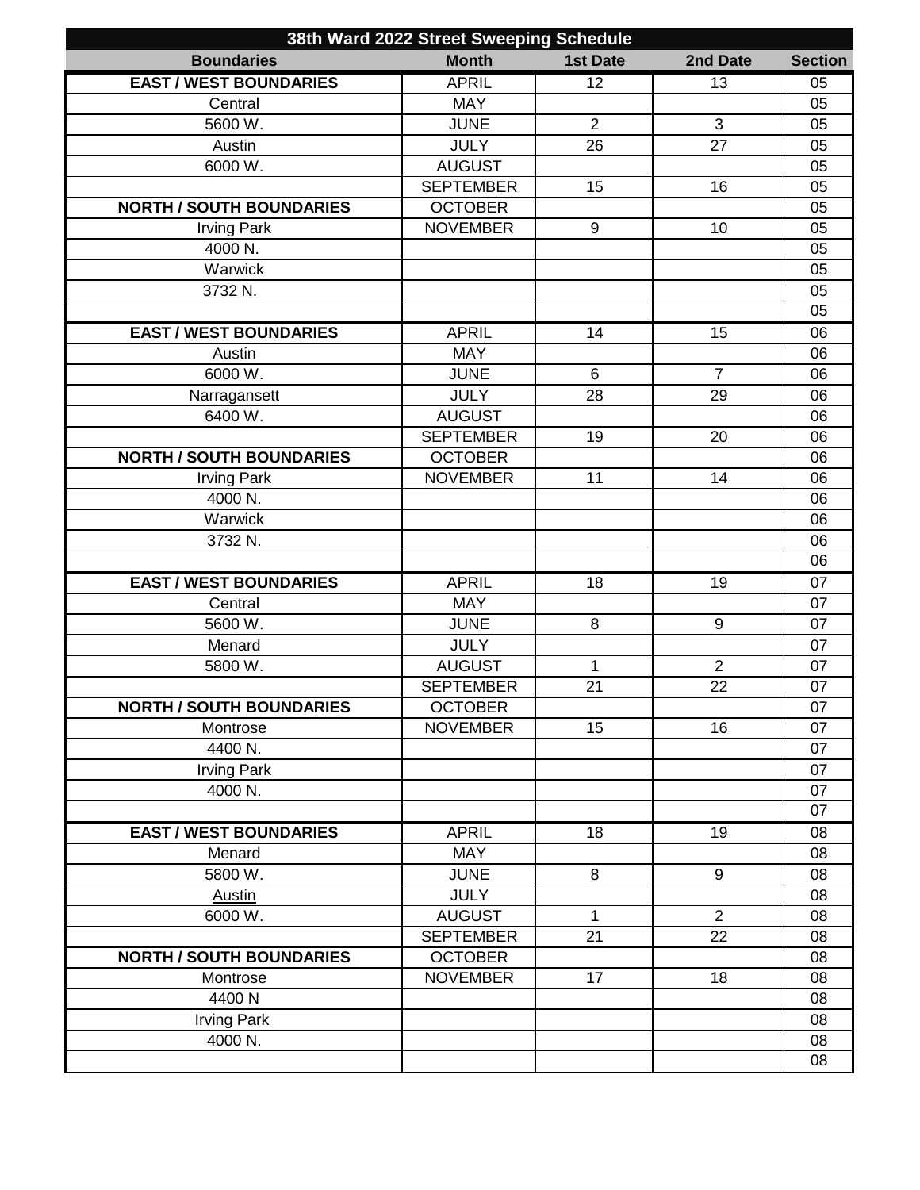| 38th Ward 2022 Street Sweeping Schedule | | | | |
|---|---|---|---|---|
| **Boundaries** | **Month** | **1st Date** | **2nd Date** | **Section** |
| **EAST / WEST BOUNDARIES** | APRIL | 12 | 13 | 05 |
| Central | MAY | | | 05 |
| 5600 W. | JUNE | 2 | 3 | 05 |
| Austin | JULY | 26 | 27 | 05 |
| 6000 W. | AUGUST | | | 05 |
| | SEPTEMBER | 15 | 16 | 05 |
| **NORTH / SOUTH BOUNDARIES** | OCTOBER | | | 05 |
| Irving Park | NOVEMBER | 9 | 10 | 05 |
| 4000 N. | | | | 05 |
| Warwick | | | | 05 |
| 3732 N. | | | | 05 |
| | | | | 05 |
| **EAST / WEST BOUNDARIES** | APRIL | 14 | 15 | 06 |
| Austin | MAY | | | 06 |
| 6000 W. | JUNE | 6 | 7 | 06 |
| Narragansett | JULY | 28 | 29 | 06 |
| 6400 W. | AUGUST | | | 06 |
| | SEPTEMBER | 19 | 20 | 06 |
| **NORTH / SOUTH BOUNDARIES** | OCTOBER | | | 06 |
| Irving Park | NOVEMBER | 11 | 14 | 06 |
| 4000 N. | | | | 06 |
| Warwick | | | | 06 |
| 3732 N. | | | | 06 |
| | | | | 06 |
| **EAST / WEST BOUNDARIES** | APRIL | 18 | 19 | 07 |
| Central | MAY | | | 07 |
| 5600 W. | JUNE | 8 | 9 | 07 |
| Menard | JULY | | | 07 |
| 5800 W. | AUGUST | 1 | 2 | 07 |
| | SEPTEMBER | 21 | 22 | 07 |
| **NORTH / SOUTH BOUNDARIES** | OCTOBER | | | 07 |
| Montrose | NOVEMBER | 15 | 16 | 07 |
| 4400 N. | | | | 07 |
| Irving Park | | | | 07 |
| 4000 N. | | | | 07 |
| | | | | 07 |
| **EAST / WEST BOUNDARIES** | APRIL | 18 | 19 | 08 |
| Menard | MAY | | | 08 |
| 5800 W. | JUNE | 8 | 9 | 08 |
| Austin | JULY | | | 08 |
| 6000 W. | AUGUST | 1 | 2 | 08 |
| | SEPTEMBER | 21 | 22 | 08 |
| **NORTH / SOUTH BOUNDARIES** | OCTOBER | | | 08 |
| Montrose | NOVEMBER | 17 | 18 | 08 |
| 4400 N | | | | 08 |
| Irving Park | | | | 08 |
| 4000 N. | | | | 08 |
| | | | | 08 |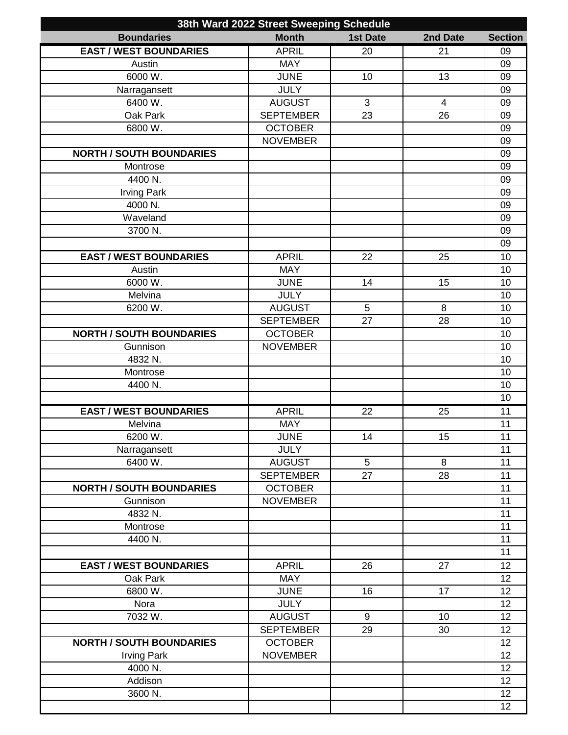| 38th Ward 2022 Street Sweeping Schedule | | | | |
|---|---|---|---|---|
| **Boundaries** | **Month** | **1st Date** | **2nd Date** | **Section** |
| **EAST / WEST BOUNDARIES** | APRIL | 20 | 21 | 09 |
| Austin | MAY | | | 09 |
| 6000 W. | JUNE | 10 | 13 | 09 |
| Narragansett | JULY | | | 09 |
| 6400 W. | AUGUST | 3 | 4 | 09 |
| Oak Park | SEPTEMBER | 23 | 26 | 09 |
| 6800 W. | OCTOBER | | | 09 |
| | NOVEMBER | | | 09 |
| **NORTH / SOUTH BOUNDARIES** | | | | 09 |
| Montrose | | | | 09 |
| 4400 N. | | | | 09 |
| Irving Park | | | | 09 |
| 4000 N. | | | | 09 |
| Waveland | | | | 09 |
| 3700 N. | | | | 09 |
| | | | | 09 |
| **EAST / WEST BOUNDARIES** | APRIL | 22 | 25 | 10 |
| Austin | MAY | | | 10 |
| 6000 W. | JUNE | 14 | 15 | 10 |
| Melvina | JULY | | | 10 |
| 6200 W. | AUGUST | 5 | 8 | 10 |
| | SEPTEMBER | 27 | 28 | 10 |
| **NORTH / SOUTH BOUNDARIES** | OCTOBER | | | 10 |
| Gunnison | NOVEMBER | | | 10 |
| 4832 N. | | | | 10 |
| Montrose | | | | 10 |
| 4400 N. | | | | 10 |
| | | | | 10 |
| **EAST / WEST BOUNDARIES** | APRIL | 22 | 25 | 11 |
| Melvina | MAY | | | 11 |
| 6200 W. | JUNE | 14 | 15 | 11 |
| Narragansett | JULY | | | 11 |
| 6400 W. | AUGUST | 5 | 8 | 11 |
| | SEPTEMBER | 27 | 28 | 11 |
| **NORTH / SOUTH BOUNDARIES** | OCTOBER | | | 11 |
| Gunnison | NOVEMBER | | | 11 |
| 4832 N. | | | | 11 |
| Montrose | | | | 11 |
| 4400 N. | | | | 11 |
| | | | | 11 |
| **EAST / WEST BOUNDARIES** | APRIL | 26 | 27 | 12 |
| Oak Park | MAY | | | 12 |
| 6800 W. | JUNE | 16 | 17 | 12 |
| Nora | JULY | | | 12 |
| 7032 W. | AUGUST | 9 | 10 | 12 |
| | SEPTEMBER | 29 | 30 | 12 |
| **NORTH / SOUTH BOUNDARIES** | OCTOBER | | | 12 |
| Irving Park | NOVEMBER | | | 12 |
| 4000 N. | | | | 12 |
| Addison | | | | 12 |
| 3600 N. | | | | 12 |
| | | | | 12 |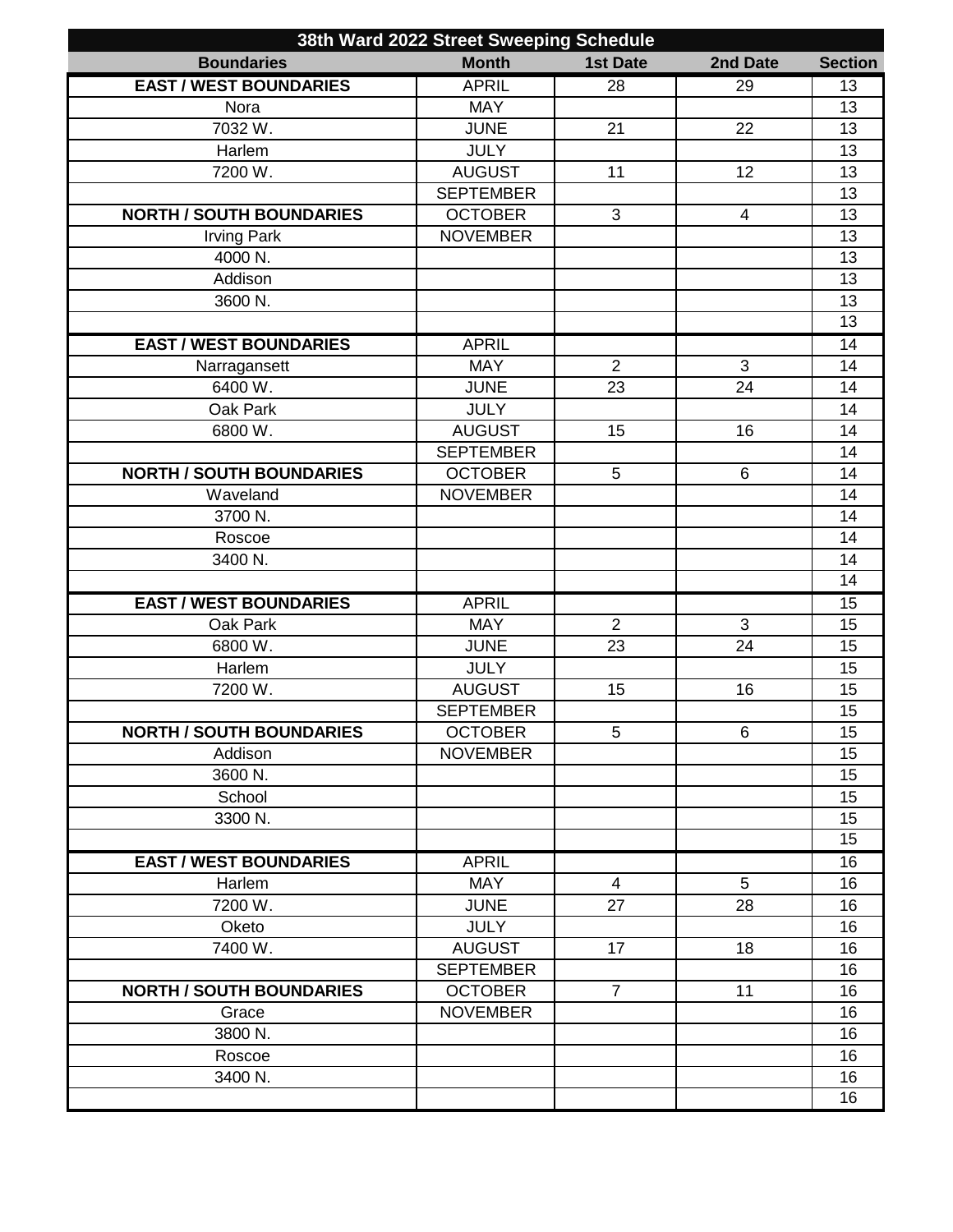| 38th Ward 2022 Street Sweeping Schedule | | | | |
|---|---|---|---|---|
| **Boundaries** | **Month** | **1st Date** | **2nd Date** | **Section** |
| **EAST / WEST BOUNDARIES** | APRIL | 28 | 29 | 13 |
| Nora | MAY | | | 13 |
| 7032 W. | JUNE | 21 | 22 | 13 |
| Harlem | JULY | | | 13 |
| 7200 W. | AUGUST | 11 | 12 | 13 |
| | SEPTEMBER | | | 13 |
| **NORTH / SOUTH BOUNDARIES** | OCTOBER | 3 | 4 | 13 |
| Irving Park | NOVEMBER | | | 13 |
| 4000 N. | | | | 13 |
| Addison | | | | 13 |
| 3600 N. | | | | 13 |
| | | | | 13 |
| **EAST / WEST BOUNDARIES** | APRIL | | | 14 |
| Narragansett | MAY | 2 | 3 | 14 |
| 6400 W. | JUNE | 23 | 24 | 14 |
| Oak Park | JULY | | | 14 |
| 6800 W. | AUGUST | 15 | 16 | 14 |
| | SEPTEMBER | | | 14 |
| **NORTH / SOUTH BOUNDARIES** | OCTOBER | 5 | 6 | 14 |
| Waveland | NOVEMBER | | | 14 |
| 3700 N. | | | | 14 |
| Roscoe | | | | 14 |
| 3400 N. | | | | 14 |
| | | | | 14 |
| **EAST / WEST BOUNDARIES** | APRIL | | | 15 |
| Oak Park | MAY | 2 | 3 | 15 |
| 6800 W. | JUNE | 23 | 24 | 15 |
| Harlem | JULY | | | 15 |
| 7200 W. | AUGUST | 15 | 16 | 15 |
| | SEPTEMBER | | | 15 |
| **NORTH / SOUTH BOUNDARIES** | OCTOBER | 5 | 6 | 15 |
| Addison | NOVEMBER | | | 15 |
| 3600 N. | | | | 15 |
| School | | | | 15 |
| 3300 N. | | | | 15 |
| | | | | 15 |
| **EAST / WEST BOUNDARIES** | APRIL | | | 16 |
| Harlem | MAY | 4 | 5 | 16 |
| 7200 W. | JUNE | 27 | 28 | 16 |
| Oketo | JULY | | | 16 |
| 7400 W. | AUGUST | 17 | 18 | 16 |
| | SEPTEMBER | | | 16 |
| **NORTH / SOUTH BOUNDARIES** | OCTOBER | 7 | 11 | 16 |
| Grace | NOVEMBER | | | 16 |
| 3800 N. | | | | 16 |
| Roscoe | | | | 16 |
| 3400 N. | | | | 16 |
| | | | | 16 |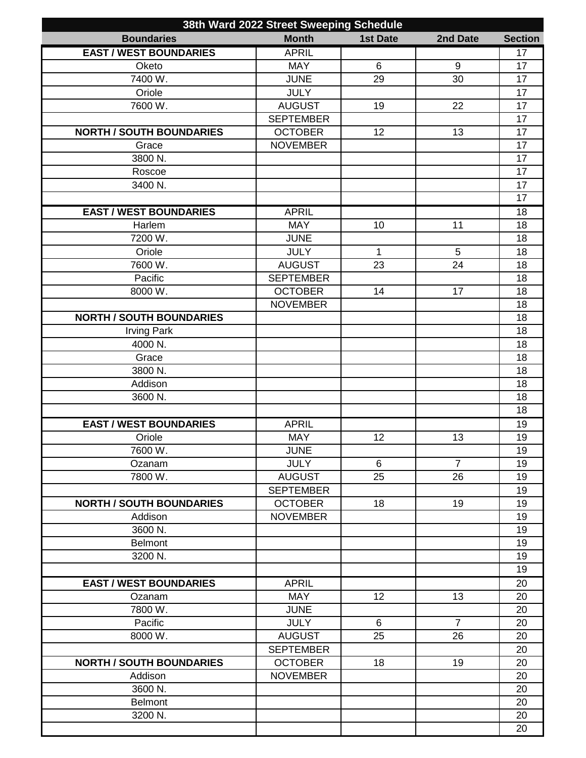| 38th Ward 2022 Street Sweeping Schedule | | | | |
|---|---|---|---|---|
| **Boundaries** | **Month** | **1st Date** | **2nd Date** | **Section** |
| **EAST / WEST BOUNDARIES** | APRIL | | | 17 |
| Oketo | MAY | 6 | 9 | 17 |
| 7400 W. | JUNE | 29 | 30 | 17 |
| Oriole | JULY | | | 17 |
| 7600 W. | AUGUST | 19 | 22 | 17 |
| | SEPTEMBER | | | 17 |
| **NORTH / SOUTH BOUNDARIES** | OCTOBER | 12 | 13 | 17 |
| Grace | NOVEMBER | | | 17 |
| 3800 N. | | | | 17 |
| Roscoe | | | | 17 |
| 3400 N. | | | | 17 |
| | | | | 17 |
| **EAST / WEST BOUNDARIES** | APRIL | | | 18 |
| Harlem | MAY | 10 | 11 | 18 |
| 7200 W. | JUNE | | | 18 |
| Oriole | JULY | 1 | 5 | 18 |
| 7600 W. | AUGUST | 23 | 24 | 18 |
| Pacific | SEPTEMBER | | | 18 |
| 8000 W. | OCTOBER | 14 | 17 | 18 |
| | NOVEMBER | | | 18 |
| **NORTH / SOUTH BOUNDARIES** | | | | 18 |
| Irving Park | | | | 18 |
| 4000 N. | | | | 18 |
| Grace | | | | 18 |
| 3800 N. | | | | 18 |
| Addison | | | | 18 |
| 3600 N. | | | | 18 |
| | | | | 18 |
| **EAST / WEST BOUNDARIES** | APRIL | | | 19 |
| Oriole | MAY | 12 | 13 | 19 |
| 7600 W. | JUNE | | | 19 |
| Ozanam | JULY | 6 | 7 | 19 |
| 7800 W. | AUGUST | 25 | 26 | 19 |
| | SEPTEMBER | | | 19 |
| **NORTH / SOUTH BOUNDARIES** | OCTOBER | 18 | 19 | 19 |
| Addison | NOVEMBER | | | 19 |
| 3600 N. | | | | 19 |
| Belmont | | | | 19 |
| 3200 N. | | | | 19 |
| | | | | 19 |
| **EAST / WEST BOUNDARIES** | APRIL | | | 20 |
| Ozanam | MAY | 12 | 13 | 20 |
| 7800 W. | JUNE | | | 20 |
| Pacific | JULY | 6 | 7 | 20 |
| 8000 W. | AUGUST | 25 | 26 | 20 |
| | SEPTEMBER | | | 20 |
| **NORTH / SOUTH BOUNDARIES** | OCTOBER | 18 | 19 | 20 |
| Addison | NOVEMBER | | | 20 |
| 3600 N. | | | | 20 |
| Belmont | | | | 20 |
| 3200 N. | | | | 20 |
| | | | | 20 |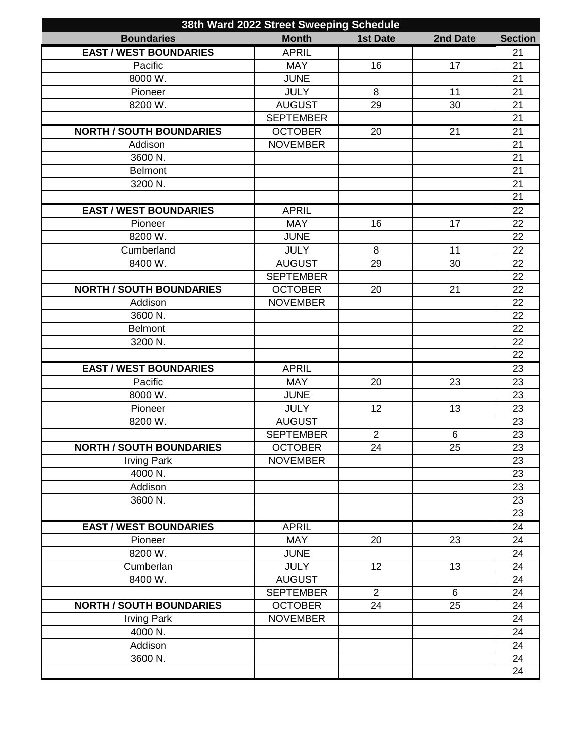| 38th Ward 2022 Street Sweeping Schedule | | | | |
|---|---|---|---|---|
| **Boundaries** | **Month** | **1st Date** | **2nd Date** | **Section** |
| **EAST / WEST BOUNDARIES** | APRIL | | | 21 |
| Pacific | MAY | 16 | 17 | 21 |
| 8000 W. | JUNE | | | 21 |
| Pioneer | JULY | 8 | 11 | 21 |
| 8200 W. | AUGUST | 29 | 30 | 21 |
| | SEPTEMBER | | | 21 |
| **NORTH / SOUTH BOUNDARIES** | OCTOBER | 20 | 21 | 21 |
| Addison | NOVEMBER | | | 21 |
| 3600 N. | | | | 21 |
| Belmont | | | | 21 |
| 3200 N. | | | | 21 |
| | | | | 21 |
| **EAST / WEST BOUNDARIES** | APRIL | | | 22 |
| Pioneer | MAY | 16 | 17 | 22 |
| 8200 W. | JUNE | | | 22 |
| Cumberland | JULY | 8 | 11 | 22 |
| 8400 W. | AUGUST | 29 | 30 | 22 |
| | SEPTEMBER | | | 22 |
| **NORTH / SOUTH BOUNDARIES** | OCTOBER | 20 | 21 | 22 |
| Addison | NOVEMBER | | | 22 |
| 3600 N. | | | | 22 |
| Belmont | | | | 22 |
| 3200 N. | | | | 22 |
| | | | | 22 |
| **EAST / WEST BOUNDARIES** | APRIL | | | 23 |
| Pacific | MAY | 20 | 23 | 23 |
| 8000 W. | JUNE | | | 23 |
| Pioneer | JULY | 12 | 13 | 23 |
| 8200 W. | AUGUST | | | 23 |
| | SEPTEMBER | 2 | 6 | 23 |
| **NORTH / SOUTH BOUNDARIES** | OCTOBER | 24 | 25 | 23 |
| Irving Park | NOVEMBER | | | 23 |
| 4000 N. | | | | 23 |
| Addison | | | | 23 |
| 3600 N. | | | | 23 |
| | | | | 23 |
| **EAST / WEST BOUNDARIES** | APRIL | | | 24 |
| Pioneer | MAY | 20 | 23 | 24 |
| 8200 W. | JUNE | | | 24 |
| Cumberlan | JULY | 12 | 13 | 24 |
| 8400 W. | AUGUST | | | 24 |
| | SEPTEMBER | 2 | 6 | 24 |
| **NORTH / SOUTH BOUNDARIES** | OCTOBER | 24 | 25 | 24 |
| Irving Park | NOVEMBER | | | 24 |
| 4000 N. | | | | 24 |
| Addison | | | | 24 |
| 3600 N. | | | | 24 |
| | | | | 24 |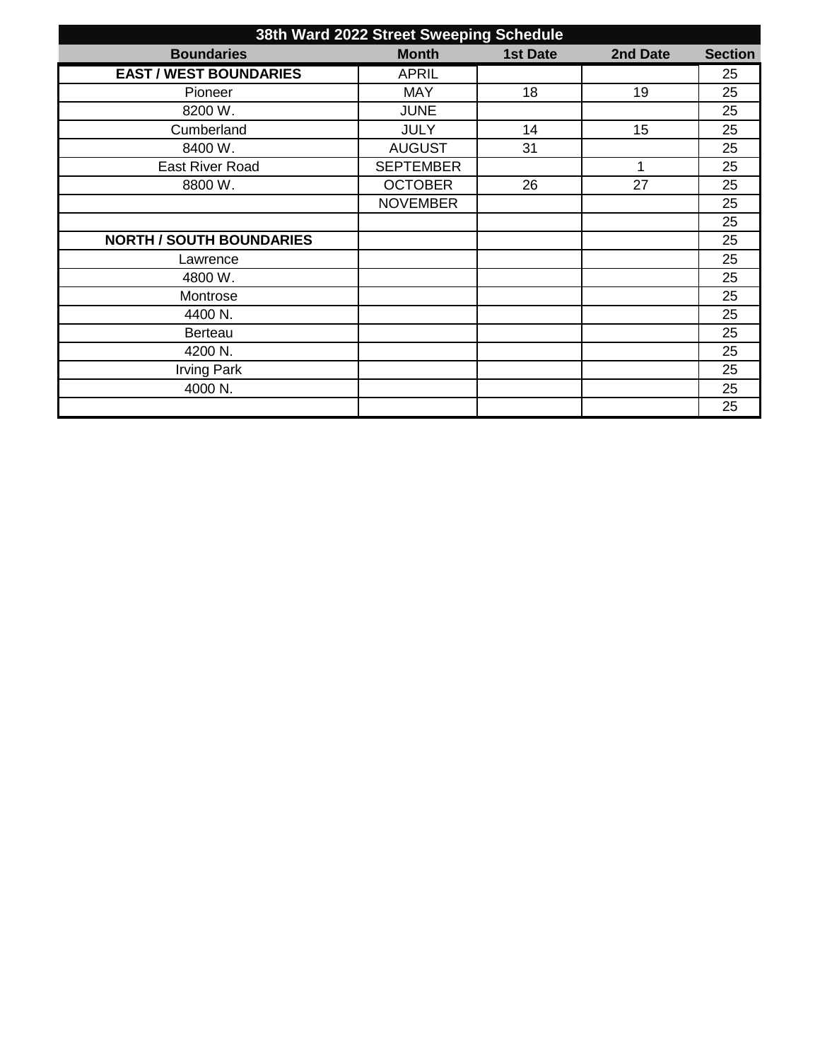| 38th Ward 2022 Street Sweeping Schedule | | | | |
|---|---|---|---|---|
| **Boundaries** | **Month** | **1st Date** | **2nd Date** | **Section** |
| **EAST / WEST BOUNDARIES** | APRIL | | | 25 |
| Pioneer | MAY | 18 | 19 | 25 |
| 8200 W. | JUNE | | | 25 |
| Cumberland | JULY | 14 | 15 | 25 |
| 8400 W. | AUGUST | 31 | | 25 |
| East River Road | SEPTEMBER | | 1 | 25 |
| 8800 W. | OCTOBER | 26 | 27 | 25 |
| | NOVEMBER | | | 25 |
| | | | | 25 |
| **NORTH / SOUTH BOUNDARIES** | | | | 25 |
| Lawrence | | | | 25 |
| 4800 W. | | | | 25 |
| Montrose | | | | 25 |
| 4400 N. | | | | 25 |
| Berteau | | | | 25 |
| 4200 N. | | | | 25 |
| Irving Park | | | | 25 |
| 4000 N. | | | | 25 |
| | | | | 25 |